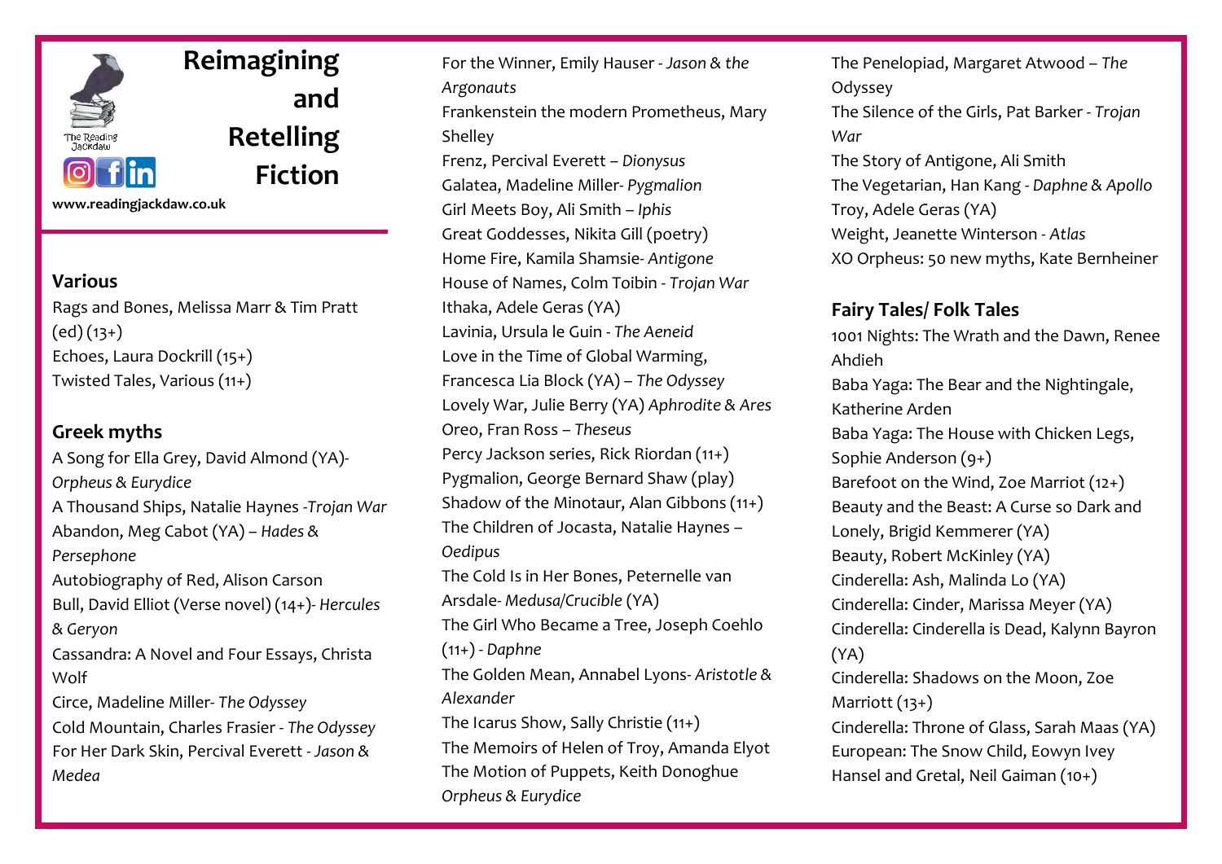# Reimagining and Retelling Fiction

The Reading Jackdaw

www.readingjackdaw.co.uk

## Various

Rags and Bones, Melissa Marr & Tim Pratt (ed) (13+)
Echoes, Laura Dockrill (15+)
Twisted Tales, Various (11+)

## Greek myths

A Song for Ella Grey, David Almond (YA)- *Orpheus & Eurydice*
A Thousand Ships, Natalie Haynes -*Trojan War*
Abandon, Meg Cabot (YA) – *Hades & Persephone*
Autobiography of Red, Alison Carson
Bull, David Elliot (Verse novel) (14+)- *Hercules & Geryon*
Cassandra: A Novel and Four Essays, Christa Wolf
Circe, Madeline Miller- *The Odyssey*
Cold Mountain, Charles Frasier - *The Odyssey*
For Her Dark Skin, Percival Everett - *Jason & Medea*
For the Winner, Emily Hauser - *Jason & the Argonauts*
Frankenstein the modern Prometheus, Mary Shelley
Frenz, Percival Everett – *Dionysus*
Galatea, Madeline Miller- *Pygmalion*
Girl Meets Boy, Ali Smith – *Iphis*
Great Goddesses, Nikita Gill (poetry)
Home Fire, Kamila Shamsie- *Antigone*
House of Names, Colm Toibin - *Trojan War*
Ithaka, Adele Geras (YA)
Lavinia, Ursula le Guin - *The Aeneid*
Love in the Time of Global Warming, Francesca Lia Block (YA) – *The Odyssey*
Lovely War, Julie Berry (YA) *Aphrodite & Ares*
Oreo, Fran Ross – *Theseus*
Percy Jackson series, Rick Riordan (11+)
Pygmalion, George Bernard Shaw (play)
Shadow of the Minotaur, Alan Gibbons (11+)
The Children of Jocasta, Natalie Haynes – *Oedipus*
The Cold Is in Her Bones, Peternelle van Arsdale- *Medusa/Crucible* (YA)
The Girl Who Became a Tree, Joseph Coehlo (11+) - *Daphne*
The Golden Mean, Annabel Lyons- *Aristotle & Alexander*
The Icarus Show, Sally Christie (11+)
The Memoirs of Helen of Troy, Amanda Elyot
The Motion of Puppets, Keith Donoghue *Orpheus & Eurydice*
The Penelopiad, Margaret Atwood – *The Odyssey*
The Silence of the Girls, Pat Barker - *Trojan War*
The Story of Antigone, Ali Smith
The Vegetarian, Han Kang - *Daphne & Apollo*
Troy, Adele Geras (YA)
Weight, Jeanette Winterson - *Atlas*
XO Orpheus: 50 new myths, Kate Bernheiner

## Fairy Tales/ Folk Tales

1001 Nights: The Wrath and the Dawn, Renee Ahdieh
Baba Yaga: The Bear and the Nightingale, Katherine Arden
Baba Yaga: The House with Chicken Legs, Sophie Anderson (9+)
Barefoot on the Wind, Zoe Marriot (12+)
Beauty and the Beast: A Curse so Dark and Lonely, Brigid Kemmerer (YA)
Beauty, Robert McKinley (YA)
Cinderella: Ash, Malinda Lo (YA)
Cinderella: Cinder, Marissa Meyer (YA)
Cinderella: Cinderella is Dead, Kalynn Bayron (YA)
Cinderella: Shadows on the Moon, Zoe Marriott (13+)
Cinderella: Throne of Glass, Sarah Maas (YA)
European: The Snow Child, Eowyn Ivey
Hansel and Gretal, Neil Gaiman (10+)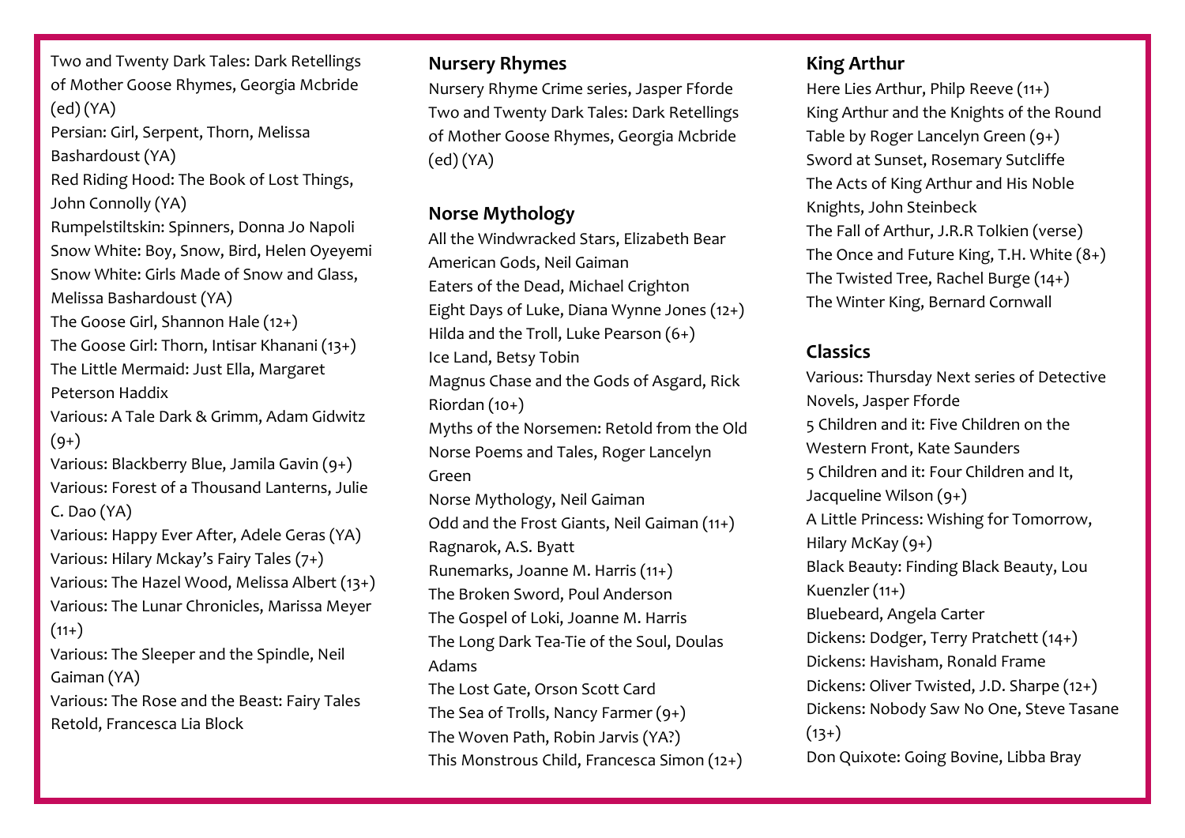Two and Twenty Dark Tales: Dark Retellings of Mother Goose Rhymes, Georgia Mcbride (ed) (YA)
Persian: Girl, Serpent, Thorn, Melissa Bashardoust (YA)
Red Riding Hood: The Book of Lost Things, John Connolly (YA)
Rumpelstiltskin: Spinners, Donna Jo Napoli
Snow White: Boy, Snow, Bird, Helen Oyeyemi
Snow White: Girls Made of Snow and Glass, Melissa Bashardoust (YA)
The Goose Girl, Shannon Hale (12+)
The Goose Girl: Thorn, Intisar Khanani (13+)
The Little Mermaid: Just Ella, Margaret Peterson Haddix
Various: A Tale Dark & Grimm, Adam Gidwitz (9+)
Various: Blackberry Blue, Jamila Gavin (9+)
Various: Forest of a Thousand Lanterns, Julie C. Dao (YA)
Various: Happy Ever After, Adele Geras (YA)
Various: Hilary Mckay's Fairy Tales (7+)
Various: The Hazel Wood, Melissa Albert (13+)
Various: The Lunar Chronicles, Marissa Meyer (11+)
Various: The Sleeper and the Spindle, Neil Gaiman (YA)
Various: The Rose and the Beast: Fairy Tales Retold, Francesca Lia Block

## Nursery Rhymes

Nursery Rhyme Crime series, Jasper Fforde
Two and Twenty Dark Tales: Dark Retellings of Mother Goose Rhymes, Georgia Mcbride (ed) (YA)

## Norse Mythology

All the Windwracked Stars, Elizabeth Bear
American Gods, Neil Gaiman
Eaters of the Dead, Michael Crighton
Eight Days of Luke, Diana Wynne Jones (12+)
Hilda and the Troll, Luke Pearson (6+)
Ice Land, Betsy Tobin
Magnus Chase and the Gods of Asgard, Rick Riordan (10+)
Myths of the Norsemen: Retold from the Old Norse Poems and Tales, Roger Lancelyn Green
Norse Mythology, Neil Gaiman
Odd and the Frost Giants, Neil Gaiman (11+)
Ragnarok, A.S. Byatt
Runemarks, Joanne M. Harris (11+)
The Broken Sword, Poul Anderson
The Gospel of Loki, Joanne M. Harris
The Long Dark Tea-Tie of the Soul, Doulas Adams
The Lost Gate, Orson Scott Card
The Sea of Trolls, Nancy Farmer (9+)
The Woven Path, Robin Jarvis (YA?)
This Monstrous Child, Francesca Simon (12+)

## King Arthur

Here Lies Arthur, Philp Reeve (11+)
King Arthur and the Knights of the Round Table by Roger Lancelyn Green (9+)
Sword at Sunset, Rosemary Sutcliffe
The Acts of King Arthur and His Noble Knights, John Steinbeck
The Fall of Arthur, J.R.R Tolkien (verse)
The Once and Future King, T.H. White (8+)
The Twisted Tree, Rachel Burge (14+)
The Winter King, Bernard Cornwall

## Classics

Various: Thursday Next series of Detective Novels, Jasper Fforde
5 Children and it: Five Children on the Western Front, Kate Saunders
5 Children and it: Four Children and It, Jacqueline Wilson (9+)
A Little Princess: Wishing for Tomorrow, Hilary McKay (9+)
Black Beauty: Finding Black Beauty, Lou Kuenzler (11+)
Bluebeard, Angela Carter
Dickens: Dodger, Terry Pratchett (14+)
Dickens: Havisham, Ronald Frame
Dickens: Oliver Twisted, J.D. Sharpe (12+)
Dickens: Nobody Saw No One, Steve Tasane (13+)
Don Quixote: Going Bovine, Libba Bray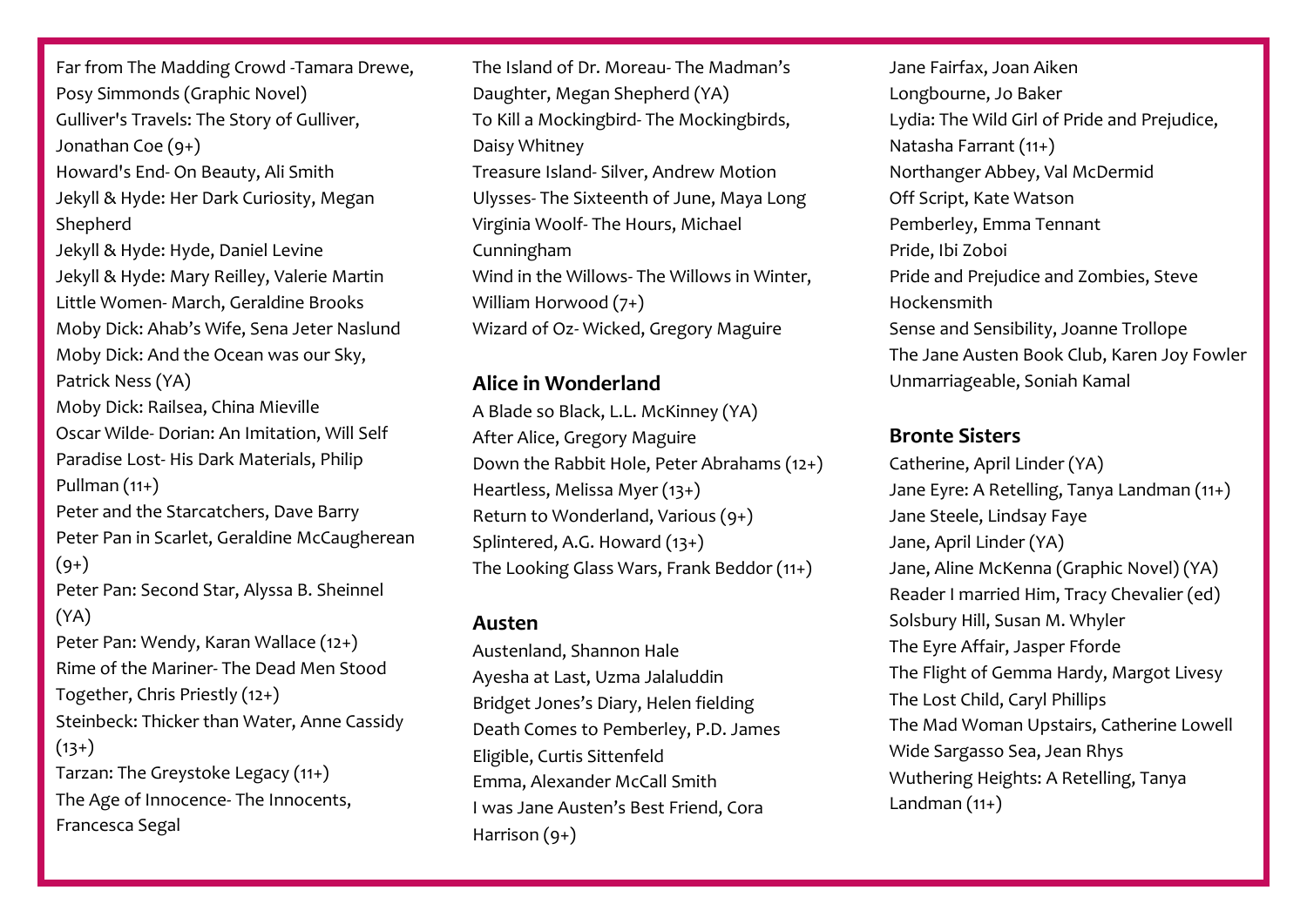Far from The Madding Crowd -Tamara Drewe, Posy Simmonds (Graphic Novel)
Gulliver's Travels: The Story of Gulliver, Jonathan Coe (9+)
Howard's End- On Beauty, Ali Smith
Jekyll & Hyde: Her Dark Curiosity, Megan Shepherd
Jekyll & Hyde: Hyde, Daniel Levine
Jekyll & Hyde: Mary Reilley, Valerie Martin
Little Women- March, Geraldine Brooks
Moby Dick: Ahab's Wife, Sena Jeter Naslund
Moby Dick: And the Ocean was our Sky, Patrick Ness (YA)
Moby Dick: Railsea, China Mieville
Oscar Wilde- Dorian: An Imitation, Will Self
Paradise Lost- His Dark Materials, Philip Pullman (11+)
Peter and the Starcatchers, Dave Barry
Peter Pan in Scarlet, Geraldine McCaugherean (9+)
Peter Pan: Second Star, Alyssa B. Sheinnel (YA)
Peter Pan: Wendy, Karan Wallace (12+)
Rime of the Mariner- The Dead Men Stood Together, Chris Priestly (12+)
Steinbeck: Thicker than Water, Anne Cassidy (13+)
Tarzan: The Greystoke Legacy (11+)
The Age of Innocence- The Innocents, Francesca Segal
The Island of Dr. Moreau- The Madman's Daughter, Megan Shepherd (YA)
To Kill a Mockingbird- The Mockingbirds, Daisy Whitney
Treasure Island- Silver, Andrew Motion
Ulysses- The Sixteenth of June, Maya Long
Virginia Woolf- The Hours, Michael Cunningham
Wind in the Willows- The Willows in Winter, William Horwood (7+)
Wizard of Oz- Wicked, Gregory Maguire

**Alice in Wonderland**

A Blade so Black, L.L. McKinney (YA)
After Alice, Gregory Maguire
Down the Rabbit Hole, Peter Abrahams (12+)
Heartless, Melissa Myer (13+)
Return to Wonderland, Various (9+)
Splintered, A.G. Howard (13+)
The Looking Glass Wars, Frank Beddor (11+)

**Austen**

Austenland, Shannon Hale
Ayesha at Last, Uzma Jalaluddin
Bridget Jones's Diary, Helen fielding
Death Comes to Pemberley, P.D. James
Eligible, Curtis Sittenfeld
Emma, Alexander McCall Smith
I was Jane Austen's Best Friend, Cora Harrison (9+)
Jane Fairfax, Joan Aiken
Longbourne, Jo Baker
Lydia: The Wild Girl of Pride and Prejudice, Natasha Farrant (11+)
Northanger Abbey, Val McDermid
Off Script, Kate Watson
Pemberley, Emma Tennant
Pride, Ibi Zoboi
Pride and Prejudice and Zombies, Steve Hockensmith
Sense and Sensibility, Joanne Trollope
The Jane Austen Book Club, Karen Joy Fowler
Unmarriageable, Soniah Kamal

**Bronte Sisters**

Catherine, April Linder (YA)
Jane Eyre: A Retelling, Tanya Landman (11+)
Jane Steele, Lindsay Faye
Jane, April Linder (YA)
Jane, Aline McKenna (Graphic Novel) (YA)
Reader I married Him, Tracy Chevalier (ed)
Solsbury Hill, Susan M. Whyler
The Eyre Affair, Jasper Fforde
The Flight of Gemma Hardy, Margot Livesy
The Lost Child, Caryl Phillips
The Mad Woman Upstairs, Catherine Lowell
Wide Sargasso Sea, Jean Rhys
Wuthering Heights: A Retelling, Tanya Landman (11+)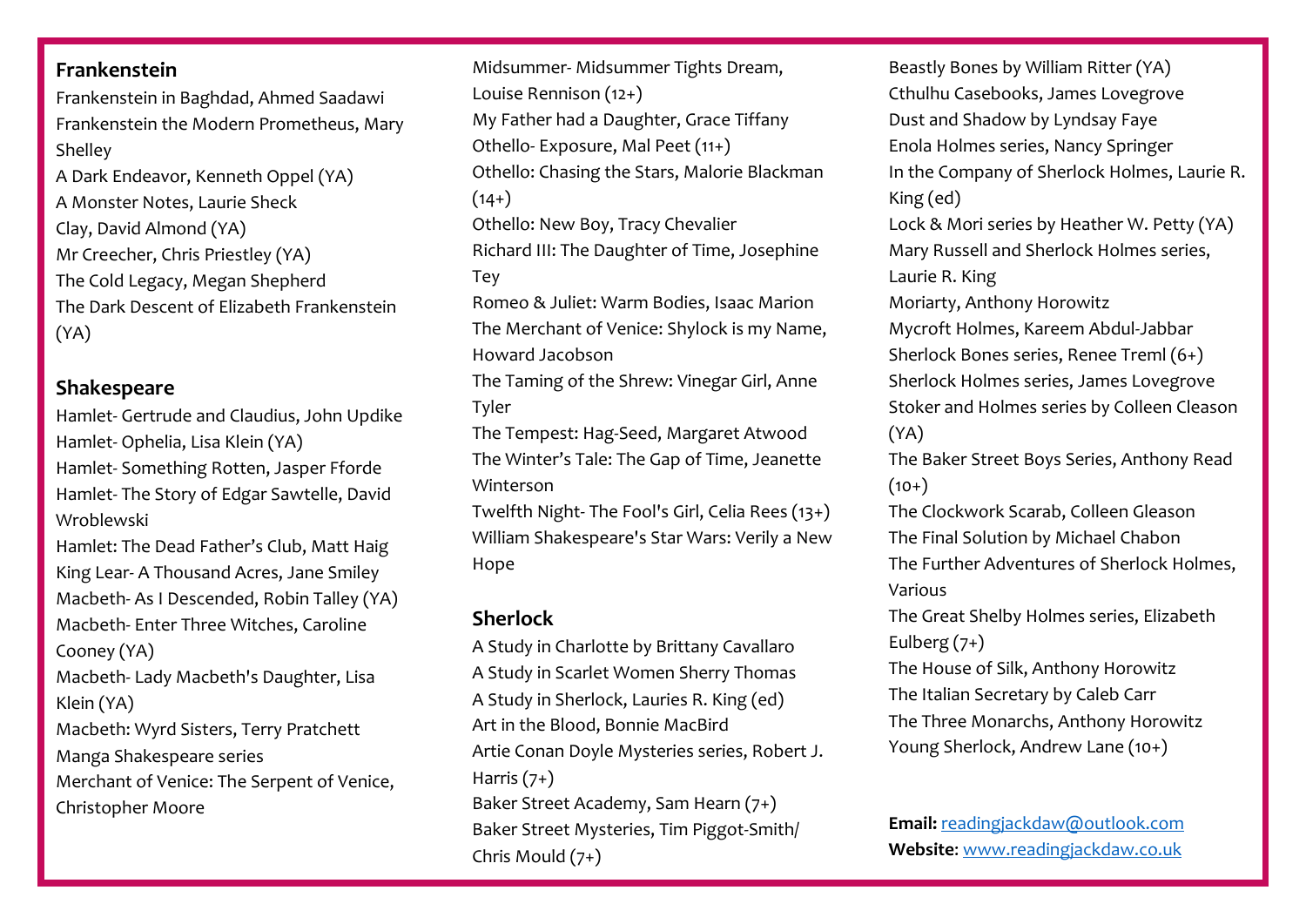## Frankenstein

Frankenstein in Baghdad, Ahmed Saadawi
Frankenstein the Modern Prometheus, Mary Shelley
A Dark Endeavor, Kenneth Oppel (YA)
A Monster Notes, Laurie Sheck
Clay, David Almond (YA)
Mr Creecher, Chris Priestley (YA)
The Cold Legacy, Megan Shepherd
The Dark Descent of Elizabeth Frankenstein (YA)

## Shakespeare

Hamlet- Gertrude and Claudius, John Updike
Hamlet- Ophelia, Lisa Klein (YA)
Hamlet- Something Rotten, Jasper Fforde
Hamlet- The Story of Edgar Sawtelle, David Wroblewski
Hamlet: The Dead Father's Club, Matt Haig
King Lear- A Thousand Acres, Jane Smiley
Macbeth- As I Descended, Robin Talley (YA)
Macbeth- Enter Three Witches, Caroline Cooney (YA)
Macbeth- Lady Macbeth's Daughter, Lisa Klein (YA)
Macbeth: Wyrd Sisters, Terry Pratchett
Manga Shakespeare series
Merchant of Venice: The Serpent of Venice, Christopher Moore
Midsummer- Midsummer Tights Dream, Louise Rennison (12+)
My Father had a Daughter, Grace Tiffany
Othello- Exposure, Mal Peet (11+)
Othello: Chasing the Stars, Malorie Blackman (14+)
Othello: New Boy, Tracy Chevalier
Richard III: The Daughter of Time, Josephine Tey
Romeo & Juliet: Warm Bodies, Isaac Marion
The Merchant of Venice: Shylock is my Name, Howard Jacobson
The Taming of the Shrew: Vinegar Girl, Anne Tyler
The Tempest: Hag-Seed, Margaret Atwood
The Winter's Tale: The Gap of Time, Jeanette Winterson
Twelfth Night- The Fool's Girl, Celia Rees (13+)
William Shakespeare's Star Wars: Verily a New Hope

## Sherlock

A Study in Charlotte by Brittany Cavallaro
A Study in Scarlet Women Sherry Thomas
A Study in Sherlock, Lauries R. King (ed)
Art in the Blood, Bonnie MacBird
Artie Conan Doyle Mysteries series, Robert J. Harris (7+)
Baker Street Academy, Sam Hearn (7+)
Baker Street Mysteries, Tim Piggot-Smith/ Chris Mould (7+)
Beastly Bones by William Ritter (YA)
Cthulhu Casebooks, James Lovegrove
Dust and Shadow by Lyndsay Faye
Enola Holmes series, Nancy Springer
In the Company of Sherlock Holmes, Laurie R. King (ed)
Lock & Mori series by Heather W. Petty (YA)
Mary Russell and Sherlock Holmes series, Laurie R. King
Moriarty, Anthony Horowitz
Mycroft Holmes, Kareem Abdul-Jabbar
Sherlock Bones series, Renee Treml (6+)
Sherlock Holmes series, James Lovegrove
Stoker and Holmes series by Colleen Cleason (YA)
The Baker Street Boys Series, Anthony Read (10+)
The Clockwork Scarab, Colleen Gleason
The Final Solution by Michael Chabon
The Further Adventures of Sherlock Holmes, Various
The Great Shelby Holmes series, Elizabeth Eulberg (7+)
The House of Silk, Anthony Horowitz
The Italian Secretary by Caleb Carr
The Three Monarchs, Anthony Horowitz
Young Sherlock, Andrew Lane (10+)

**Email:** readingjackdaw@outlook.com
**Website**: www.readingjackdaw.co.uk